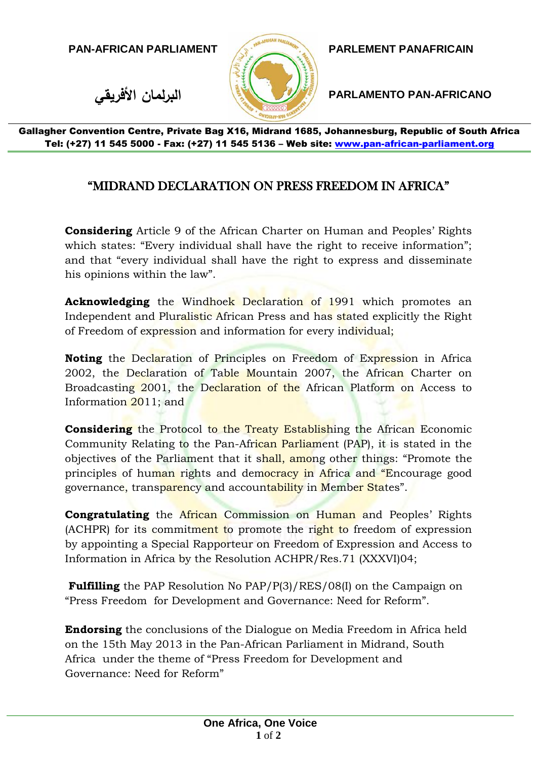PAN-AFRICAN PARLIAMENT

البرلمان الأفريقي

PARLEMENT PANAFRICAIN

PARLAMENTO PAN-AFRICANO

**Gallagher Convention Centre, Private Bag X16, Midrand 1685, Johannesburg, Republic of South Africa**
**Tel: (+27) 11 545 5000 - Fax: (+27) 11 545 5136 – Web site: www.pan-african-parliament.org**

# "MIDRAND DECLARATION ON PRESS FREEDOM IN AFRICA"

**Considering** Article 9 of the African Charter on Human and Peoples' Rights which states: "Every individual shall have the right to receive information"; and that "every individual shall have the right to express and disseminate his opinions within the law".

**Acknowledging** the Windhoek Declaration of 1991 which promotes an Independent and Pluralistic African Press and has stated explicitly the Right of Freedom of expression and information for every individual;

**Noting** the Declaration of Principles on Freedom of Expression in Africa 2002, the Declaration of Table Mountain 2007, the African Charter on Broadcasting 2001, the Declaration of the African Platform on Access to Information 2011; and

**Considering** the Protocol to the Treaty Establishing the African Economic Community Relating to the Pan-African Parliament (PAP), it is stated in the objectives of the Parliament that it shall, among other things: "Promote the principles of human rights and democracy in Africa and "Encourage good governance, transparency and accountability in Member States".

**Congratulating** the African Commission on Human and Peoples' Rights (ACHPR) for its commitment to promote the right to freedom of expression by appointing a Special Rapporteur on Freedom of Expression and Access to Information in Africa by the Resolution ACHPR/Res.71 (XXXVI)04;

**Fulfilling** the PAP Resolution No PAP/P(3)/RES/08(I) on the Campaign on "Press Freedom for Development and Governance: Need for Reform".

**Endorsing** the conclusions of the Dialogue on Media Freedom in Africa held on the 15th May 2013 in the Pan-African Parliament in Midrand, South Africa under the theme of "Press Freedom for Development and Governance: Need for Reform"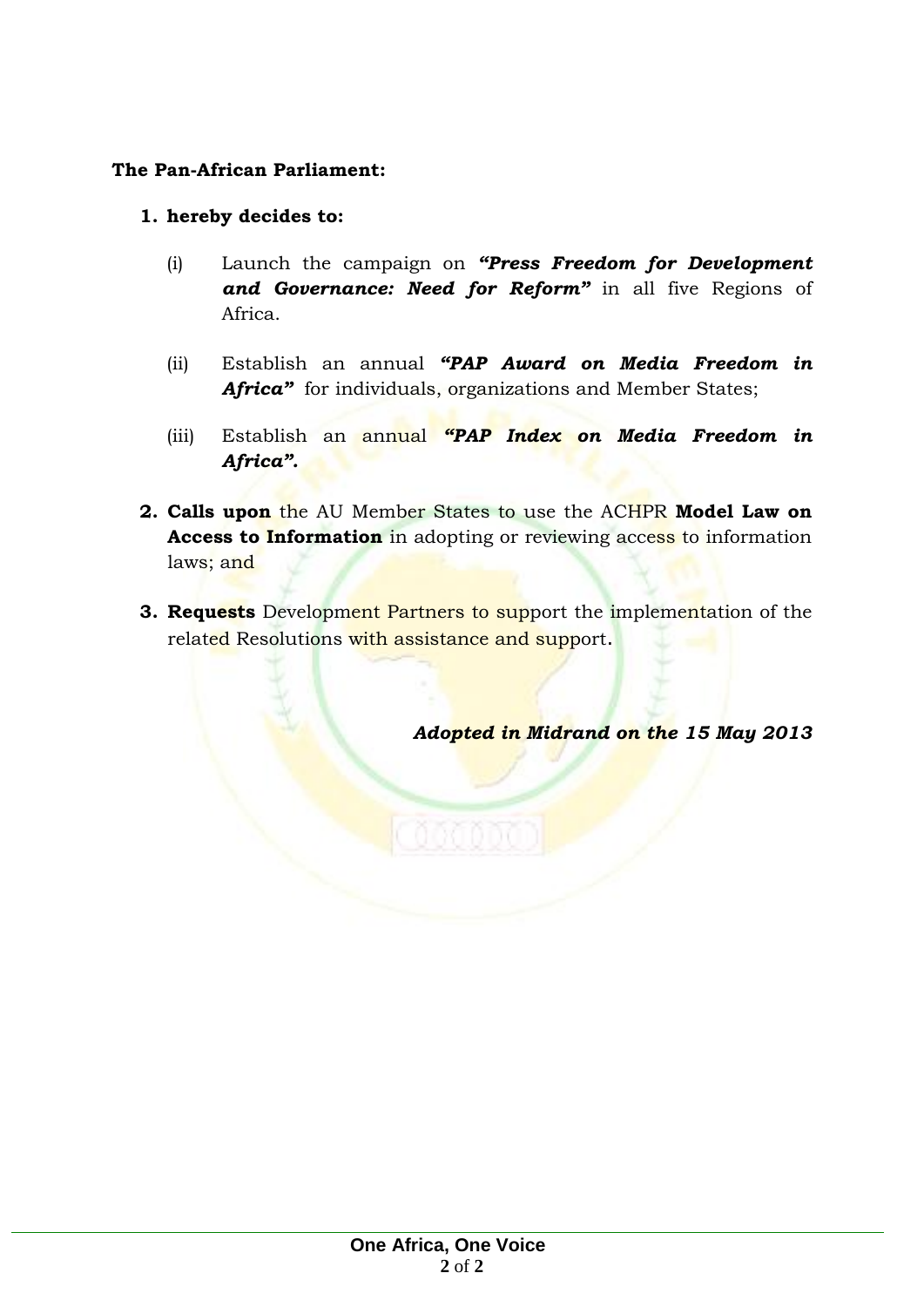**The Pan-African Parliament:**

1. **hereby decides to:**

   (i) Launch the campaign on ***"Press Freedom for Development and Governance: Need for Reform"*** in all five Regions of Africa.

   (ii) Establish an annual ***"PAP Award on Media Freedom in Africa"*** for individuals, organizations and Member States;

   (iii) Establish an annual ***"PAP Index on Media Freedom in Africa".***

2. **Calls upon** the AU Member States to use the ACHPR **Model Law on Access to Information** in adopting or reviewing access to information laws; and

3. **Requests** Development Partners to support the implementation of the related Resolutions with assistance and support.

***Adopted in Midrand on the 15 May 2013***

**One Africa, One Voice**